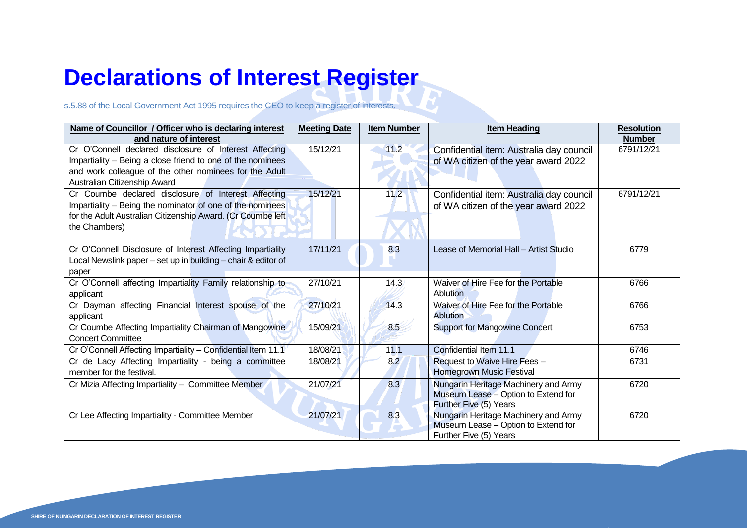# Declarations of Interest Register

s.5.88 of the Local Government Act 1995 requires the CEO to keep a register of interests.

| Name of Councillor / Officer who is declaring interest and nature of interest | Meeting Date | Item Number | Item Heading | Resolution Number |
|---|---|---|---|---|
| Cr O'Connell declared disclosure of Interest Affecting Impartiality – Being a close friend to one of the nominees and work colleague of the other nominees for the Adult Australian Citizenship Award | 15/12/21 | 11.2 | Confidential item: Australia day council of WA citizen of the year award 2022 | 6791/12/21 |
| Cr Coumbe declared disclosure of Interest Affecting Impartiality – Being the nominator of one of the nominees for the Adult Australian Citizenship Award. (Cr Coumbe left the Chambers) | 15/12/21 | 11.2 | Confidential item: Australia day council of WA citizen of the year award 2022 | 6791/12/21 |
| Cr O'Connell Disclosure of Interest Affecting Impartiality Local Newslink paper – set up in building – chair & editor of paper | 17/11/21 | 8.3 | Lease of Memorial Hall – Artist Studio | 6779 |
| Cr O'Connell affecting Impartiality Family relationship to applicant | 27/10/21 | 14.3 | Waiver of Hire Fee for the Portable Ablution | 6766 |
| Cr Dayman affecting Financial Interest spouse of the applicant | 27/10/21 | 14.3 | Waiver of Hire Fee for the Portable Ablution | 6766 |
| Cr Coumbe Affecting Impartiality Chairman of Mangowine Concert Committee | 15/09/21 | 8.5 | Support for Mangowine Concert | 6753 |
| Cr O'Connell Affecting Impartiality – Confidential Item 11.1 | 18/08/21 | 11.1 | Confidential Item 11.1 | 6746 |
| Cr de Lacy Affecting Impartiality - being a committee member for the festival. | 18/08/21 | 8.2 | Request to Waive Hire Fees – Homegrown Music Festival | 6731 |
| Cr Mizia Affecting Impartiality – Committee Member | 21/07/21 | 8.3 | Nungarin Heritage Machinery and Army Museum Lease – Option to Extend for Further Five (5) Years | 6720 |
| Cr Lee Affecting Impartiality - Committee Member | 21/07/21 | 8.3 | Nungarin Heritage Machinery and Army Museum Lease – Option to Extend for Further Five (5) Years | 6720 |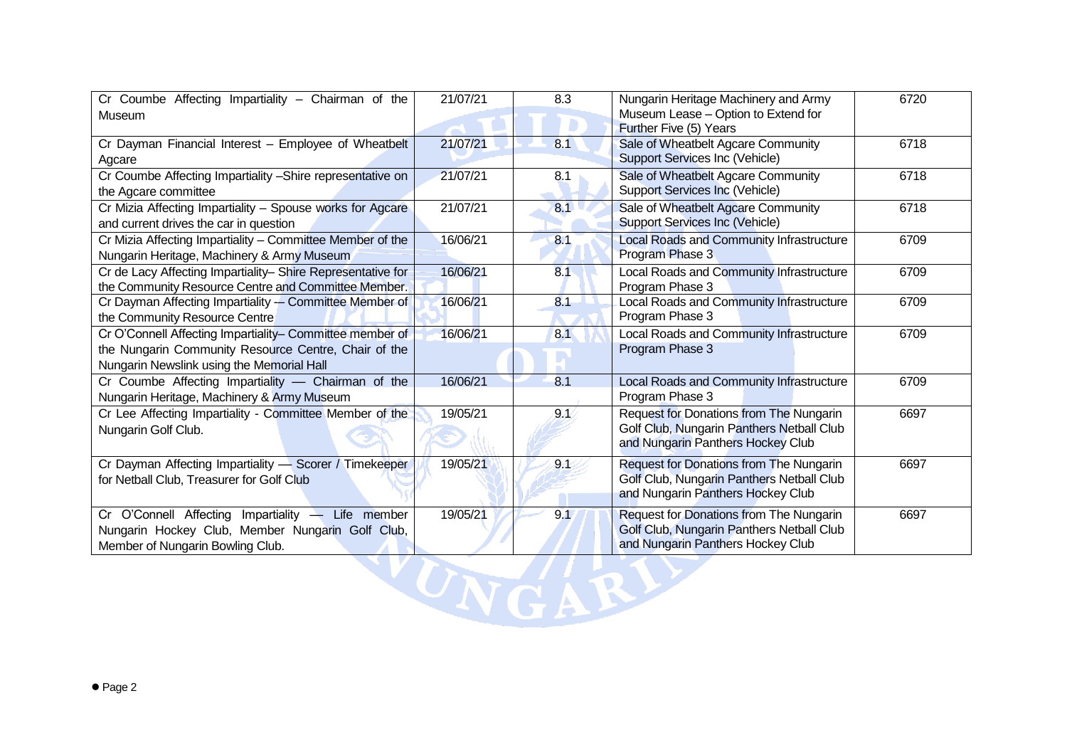| | | | | |
|---|---|---|---|---|
| Cr Coumbe Affecting Impartiality – Chairman of the Museum | 21/07/21 | 8.3 | Nungarin Heritage Machinery and Army Museum Lease – Option to Extend for Further Five (5) Years | 6720 |
| Cr Dayman Financial Interest – Employee of Wheatbelt Agcare | 21/07/21 | 8.1 | Sale of Wheatbelt Agcare Community Support Services Inc (Vehicle) | 6718 |
| Cr Coumbe Affecting Impartiality –Shire representative on the Agcare committee | 21/07/21 | 8.1 | Sale of Wheatbelt Agcare Community Support Services Inc (Vehicle) | 6718 |
| Cr Mizia Affecting Impartiality – Spouse works for Agcare and current drives the car in question | 21/07/21 | 8.1 | Sale of Wheatbelt Agcare Community Support Services Inc (Vehicle) | 6718 |
| Cr Mizia Affecting Impartiality – Committee Member of the Nungarin Heritage, Machinery & Army Museum | 16/06/21 | 8.1 | Local Roads and Community Infrastructure Program Phase 3 | 6709 |
| Cr de Lacy Affecting Impartiality– Shire Representative for the Community Resource Centre and Committee Member. | 16/06/21 | 8.1 | Local Roads and Community Infrastructure Program Phase 3 | 6709 |
| Cr Dayman Affecting Impartiality — Committee Member of the Community Resource Centre | 16/06/21 | 8.1 | Local Roads and Community Infrastructure Program Phase 3 | 6709 |
| Cr O'Connell Affecting Impartiality– Committee member of the Nungarin Community Resource Centre, Chair of the Nungarin Newslink using the Memorial Hall | 16/06/21 | 8.1 | Local Roads and Community Infrastructure Program Phase 3 | 6709 |
| Cr Coumbe Affecting Impartiality — Chairman of the Nungarin Heritage, Machinery & Army Museum | 16/06/21 | 8.1 | Local Roads and Community Infrastructure Program Phase 3 | 6709 |
| Cr Lee Affecting Impartiality - Committee Member of the Nungarin Golf Club. | 19/05/21 | 9.1 | Request for Donations from The Nungarin Golf Club, Nungarin Panthers Netball Club and Nungarin Panthers Hockey Club | 6697 |
| Cr Dayman Affecting Impartiality — Scorer / Timekeeper for Netball Club, Treasurer for Golf Club | 19/05/21 | 9.1 | Request for Donations from The Nungarin Golf Club, Nungarin Panthers Netball Club and Nungarin Panthers Hockey Club | 6697 |
| Cr O'Connell Affecting Impartiality — Life member Nungarin Hockey Club, Member Nungarin Golf Club, Member of Nungarin Bowling Club. | 19/05/21 | 9.1 | Request for Donations from The Nungarin Golf Club, Nungarin Panthers Netball Club and Nungarin Panthers Hockey Club | 6697 |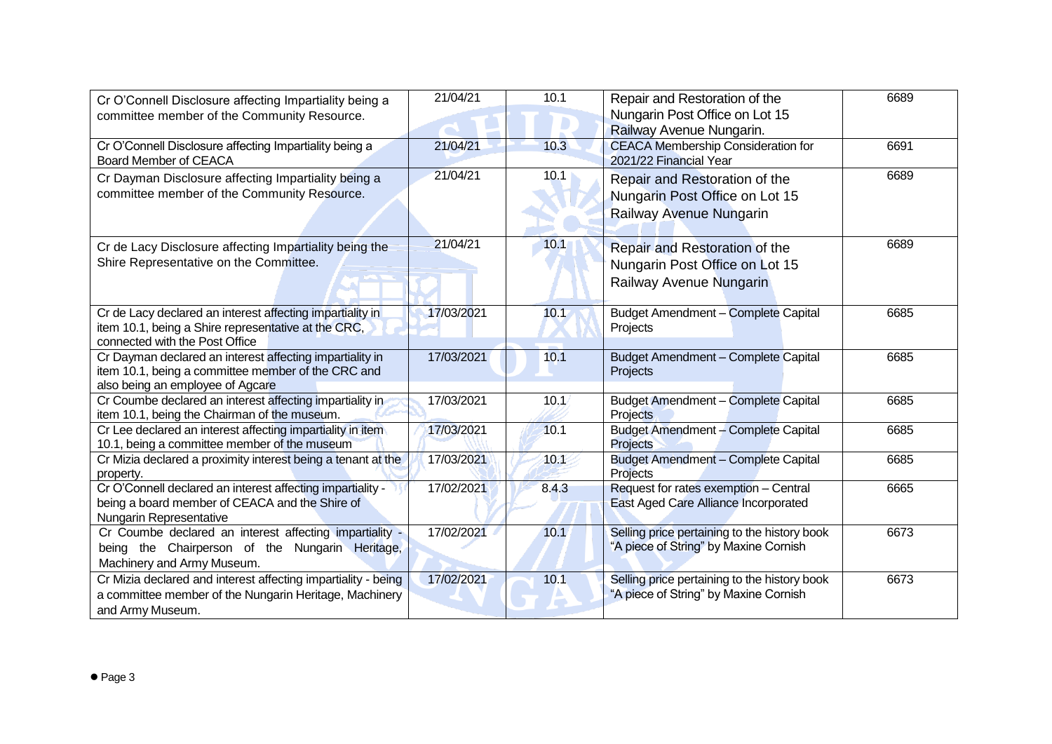| | | | | |
|---|---|---|---|---|
| Cr O'Connell Disclosure affecting Impartiality being a committee member of the Community Resource. | 21/04/21 | 10.1 | Repair and Restoration of the Nungarin Post Office on Lot 15 Railway Avenue Nungarin. | 6689 |
| Cr O'Connell Disclosure affecting Impartiality being a Board Member of CEACA | 21/04/21 | 10.3 | CEACA Membership Consideration for 2021/22 Financial Year | 6691 |
| Cr Dayman Disclosure affecting Impartiality being a committee member of the Community Resource. | 21/04/21 | 10.1 | Repair and Restoration of the Nungarin Post Office on Lot 15 Railway Avenue Nungarin | 6689 |
| Cr de Lacy Disclosure affecting Impartiality being the Shire Representative on the Committee. | 21/04/21 | 10.1 | Repair and Restoration of the Nungarin Post Office on Lot 15 Railway Avenue Nungarin | 6689 |
| Cr de Lacy declared an interest affecting impartiality in item 10.1, being a Shire representative at the CRC, connected with the Post Office | 17/03/2021 | 10.1 | Budget Amendment – Complete Capital Projects | 6685 |
| Cr Dayman declared an interest affecting impartiality in item 10.1, being a committee member of the CRC and also being an employee of Agcare | 17/03/2021 | 10.1 | Budget Amendment – Complete Capital Projects | 6685 |
| Cr Coumbe declared an interest affecting impartiality in item 10.1, being the Chairman of the museum. | 17/03/2021 | 10.1 | Budget Amendment – Complete Capital Projects | 6685 |
| Cr Lee declared an interest affecting impartiality in item 10.1, being a committee member of the museum | 17/03/2021 | 10.1 | Budget Amendment – Complete Capital Projects | 6685 |
| Cr Mizia declared a proximity interest being a tenant at the property. | 17/03/2021 | 10.1 | Budget Amendment – Complete Capital Projects | 6685 |
| Cr O'Connell declared an interest affecting impartiality - being a board member of CEACA and the Shire of Nungarin Representative | 17/02/2021 | 8.4.3 | Request for rates exemption – Central East Aged Care Alliance Incorporated | 6665 |
| Cr Coumbe declared an interest affecting impartiality - being the Chairperson of the Nungarin Heritage, Machinery and Army Museum. | 17/02/2021 | 10.1 | Selling price pertaining to the history book "A piece of String" by Maxine Cornish | 6673 |
| Cr Mizia declared and interest affecting impartiality - being a committee member of the Nungarin Heritage, Machinery and Army Museum. | 17/02/2021 | 10.1 | Selling price pertaining to the history book "A piece of String" by Maxine Cornish | 6673 |